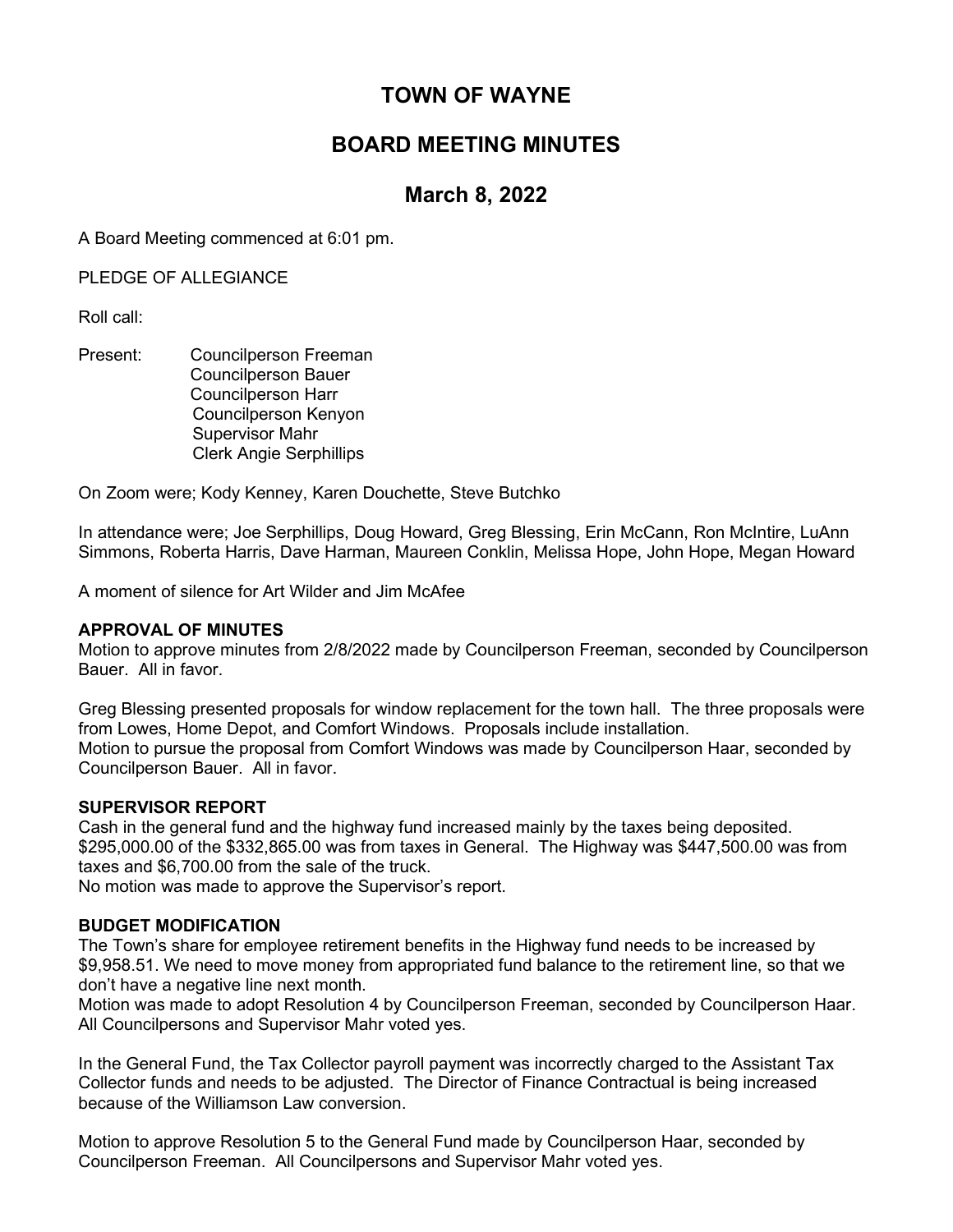# TOWN OF WAYNE

## BOARD MEETING MINUTES

## March 8, 2022

A Board Meeting commenced at 6:01 pm.

PLEDGE OF ALLEGIANCE

Roll call:

Present: Councilperson Freeman
Councilperson Bauer
Councilperson Harr
Councilperson Kenyon
Supervisor Mahr
Clerk Angie Serphillips

On Zoom were; Kody Kenney, Karen Douchette, Steve Butchko

In attendance were; Joe Serphillips, Doug Howard, Greg Blessing, Erin McCann, Ron McIntire, LuAnn Simmons, Roberta Harris, Dave Harman, Maureen Conklin, Melissa Hope, John Hope, Megan Howard

A moment of silence for Art Wilder and Jim McAfee

**APPROVAL OF MINUTES**

Motion to approve minutes from 2/8/2022 made by Councilperson Freeman, seconded by Councilperson Bauer. All in favor.

Greg Blessing presented proposals for window replacement for the town hall. The three proposals were from Lowes, Home Depot, and Comfort Windows. Proposals include installation.
Motion to pursue the proposal from Comfort Windows was made by Councilperson Haar, seconded by Councilperson Bauer. All in favor.

**SUPERVISOR REPORT**

Cash in the general fund and the highway fund increased mainly by the taxes being deposited. $295,000.00 of the $332,865.00 was from taxes in General. The Highway was $447,500.00 was from taxes and $6,700.00 from the sale of the truck.
No motion was made to approve the Supervisor's report.

**BUDGET MODIFICATION**

The Town's share for employee retirement benefits in the Highway fund needs to be increased by $9,958.51. We need to move money from appropriated fund balance to the retirement line, so that we don't have a negative line next month.
Motion was made to adopt Resolution 4 by Councilperson Freeman, seconded by Councilperson Haar. All Councilpersons and Supervisor Mahr voted yes.

In the General Fund, the Tax Collector payroll payment was incorrectly charged to the Assistant Tax Collector funds and needs to be adjusted. The Director of Finance Contractual is being increased because of the Williamson Law conversion.

Motion to approve Resolution 5 to the General Fund made by Councilperson Haar, seconded by Councilperson Freeman. All Councilpersons and Supervisor Mahr voted yes.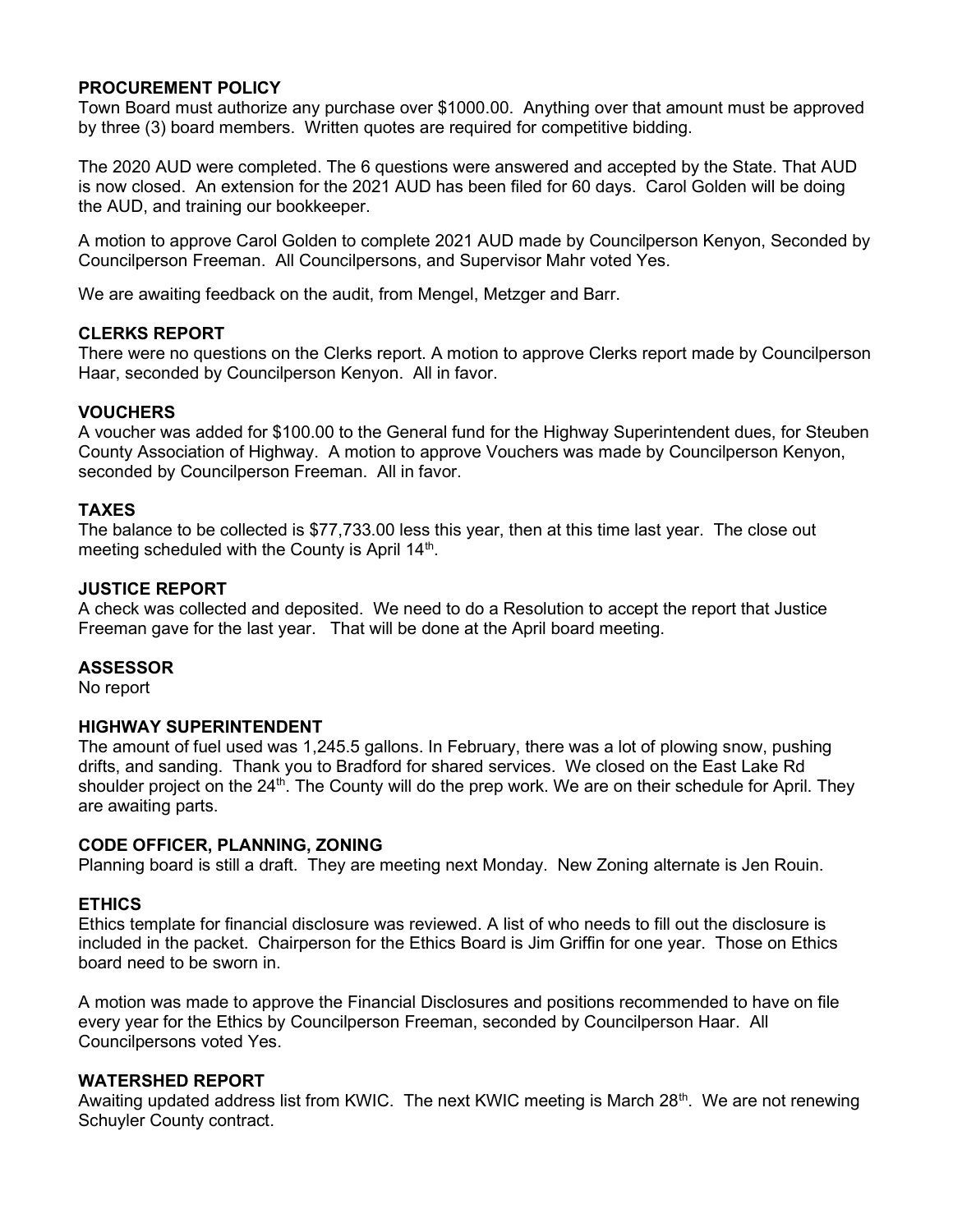### PROCUREMENT POLICY

Town Board must authorize any purchase over \$1000.00. Anything over that amount must be approved by three (3) board members. Written quotes are required for competitive bidding.

The 2020 AUD were completed. The 6 questions were answered and accepted by the State. That AUD is now closed. An extension for the 2021 AUD has been filed for 60 days. Carol Golden will be doing the AUD, and training our bookkeeper.

A motion to approve Carol Golden to complete 2021 AUD made by Councilperson Kenyon, Seconded by Councilperson Freeman. All Councilpersons, and Supervisor Mahr voted Yes.

We are awaiting feedback on the audit, from Mengel, Metzger and Barr.

### CLERKS REPORT

There were no questions on the Clerks report. A motion to approve Clerks report made by Councilperson Haar, seconded by Councilperson Kenyon. All in favor.

### VOUCHERS

A voucher was added for \$100.00 to the General fund for the Highway Superintendent dues, for Steuben County Association of Highway. A motion to approve Vouchers was made by Councilperson Kenyon, seconded by Councilperson Freeman. All in favor.

### TAXES

The balance to be collected is \$77,733.00 less this year, then at this time last year. The close out meeting scheduled with the County is April 14th.

### JUSTICE REPORT

A check was collected and deposited. We need to do a Resolution to accept the report that Justice Freeman gave for the last year. That will be done at the April board meeting.

### ASSESSOR

No report

### HIGHWAY SUPERINTENDENT

The amount of fuel used was 1,245.5 gallons. In February, there was a lot of plowing snow, pushing drifts, and sanding. Thank you to Bradford for shared services. We closed on the East Lake Rd shoulder project on the 24th. The County will do the prep work. We are on their schedule for April. They are awaiting parts.

### CODE OFFICER, PLANNING, ZONING

Planning board is still a draft. They are meeting next Monday. New Zoning alternate is Jen Rouin.

### ETHICS

Ethics template for financial disclosure was reviewed. A list of who needs to fill out the disclosure is included in the packet. Chairperson for the Ethics Board is Jim Griffin for one year. Those on Ethics board need to be sworn in.

A motion was made to approve the Financial Disclosures and positions recommended to have on file every year for the Ethics by Councilperson Freeman, seconded by Councilperson Haar. All Councilpersons voted Yes.

### WATERSHED REPORT

Awaiting updated address list from KWIC. The next KWIC meeting is March 28th. We are not renewing Schuyler County contract.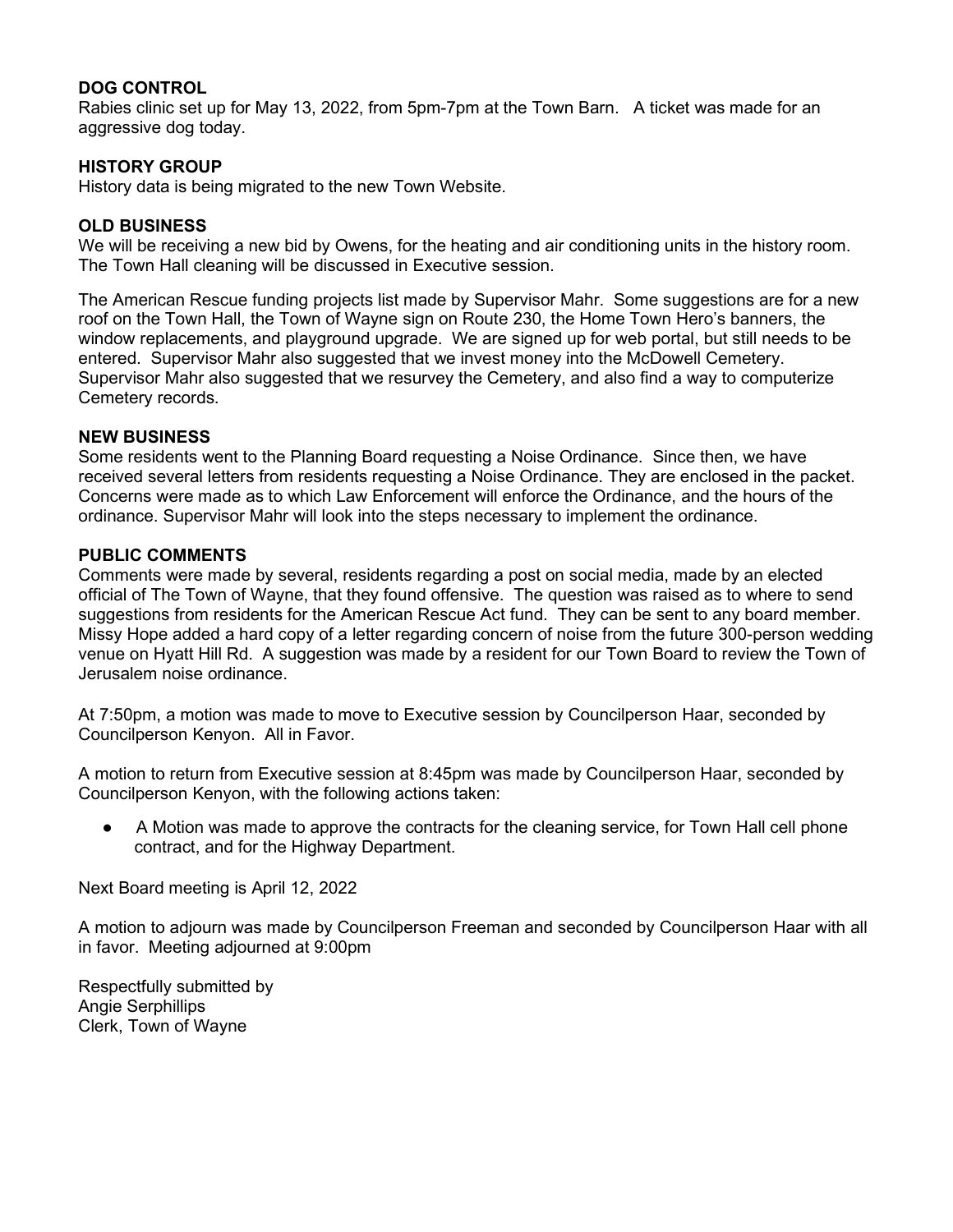**DOG CONTROL**

Rabies clinic set up for May 13, 2022, from 5pm-7pm at the Town Barn. A ticket was made for an aggressive dog today.

**HISTORY GROUP**

History data is being migrated to the new Town Website.

**OLD BUSINESS**

We will be receiving a new bid by Owens, for the heating and air conditioning units in the history room. The Town Hall cleaning will be discussed in Executive session.

The American Rescue funding projects list made by Supervisor Mahr. Some suggestions are for a new roof on the Town Hall, the Town of Wayne sign on Route 230, the Home Town Hero's banners, the window replacements, and playground upgrade. We are signed up for web portal, but still needs to be entered. Supervisor Mahr also suggested that we invest money into the McDowell Cemetery. Supervisor Mahr also suggested that we resurvey the Cemetery, and also find a way to computerize Cemetery records.

**NEW BUSINESS**

Some residents went to the Planning Board requesting a Noise Ordinance. Since then, we have received several letters from residents requesting a Noise Ordinance. They are enclosed in the packet. Concerns were made as to which Law Enforcement will enforce the Ordinance, and the hours of the ordinance. Supervisor Mahr will look into the steps necessary to implement the ordinance.

**PUBLIC COMMENTS**

Comments were made by several, residents regarding a post on social media, made by an elected official of The Town of Wayne, that they found offensive. The question was raised as to where to send suggestions from residents for the American Rescue Act fund. They can be sent to any board member. Missy Hope added a hard copy of a letter regarding concern of noise from the future 300-person wedding venue on Hyatt Hill Rd. A suggestion was made by a resident for our Town Board to review the Town of Jerusalem noise ordinance.

At 7:50pm, a motion was made to move to Executive session by Councilperson Haar, seconded by Councilperson Kenyon. All in Favor.

A motion to return from Executive session at 8:45pm was made by Councilperson Haar, seconded by Councilperson Kenyon, with the following actions taken:

- A Motion was made to approve the contracts for the cleaning service, for Town Hall cell phone contract, and for the Highway Department.

Next Board meeting is April 12, 2022

A motion to adjourn was made by Councilperson Freeman and seconded by Councilperson Haar with all in favor. Meeting adjourned at 9:00pm

Respectfully submitted by
Angie Serphillips
Clerk, Town of Wayne